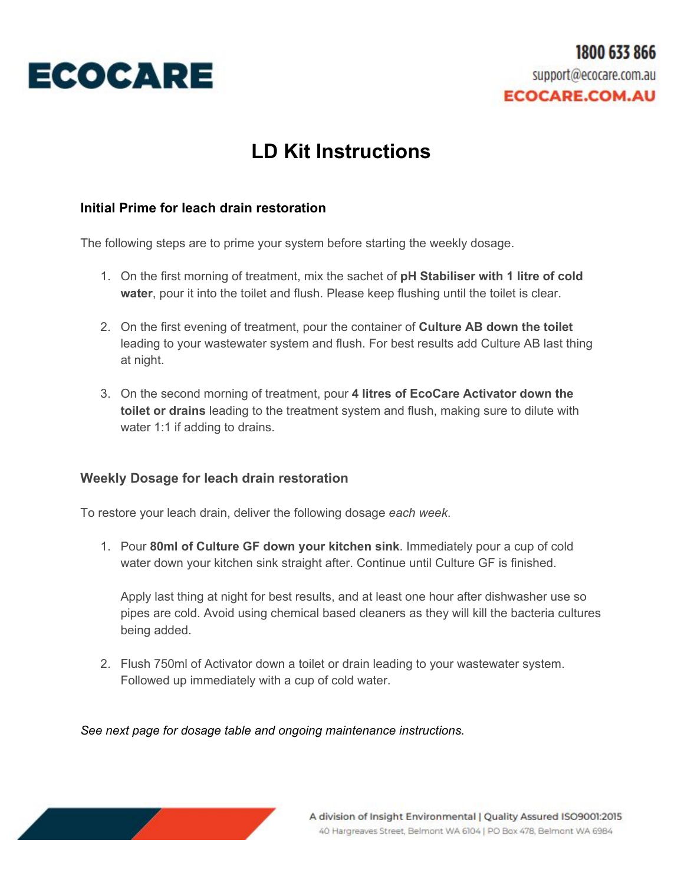ECOCARE

1800 633 866
support@ecocare.com.au
ECOCARE.COM.AU

# LD Kit Instructions

### Initial Prime for leach drain restoration

The following steps are to prime your system before starting the weekly dosage.

1. On the first morning of treatment, mix the sachet of **pH Stabiliser with 1 litre of cold water**, pour it into the toilet and flush. Please keep flushing until the toilet is clear.

2. On the first evening of treatment, pour the container of **Culture AB down the toilet** leading to your wastewater system and flush. For best results add Culture AB last thing at night.

3. On the second morning of treatment, pour **4 litres of EcoCare Activator down the toilet or drains** leading to the treatment system and flush, making sure to dilute with water 1:1 if adding to drains.

### Weekly Dosage for leach drain restoration

To restore your leach drain, deliver the following dosage *each week*.

1. Pour **80ml of Culture GF down your kitchen sink**. Immediately pour a cup of cold water down your kitchen sink straight after. Continue until Culture GF is finished.

   Apply last thing at night for best results, and at least one hour after dishwasher use so pipes are cold. Avoid using chemical based cleaners as they will kill the bacteria cultures being added.

2. Flush 750ml of Activator down a toilet or drain leading to your wastewater system. Followed up immediately with a cup of cold water.

*See next page for dosage table and ongoing maintenance instructions.*

A division of Insight Environmental | Quality Assured ISO9001:2015
40 Hargreaves Street, Belmont WA 6104 | PO Box 478, Belmont WA 6984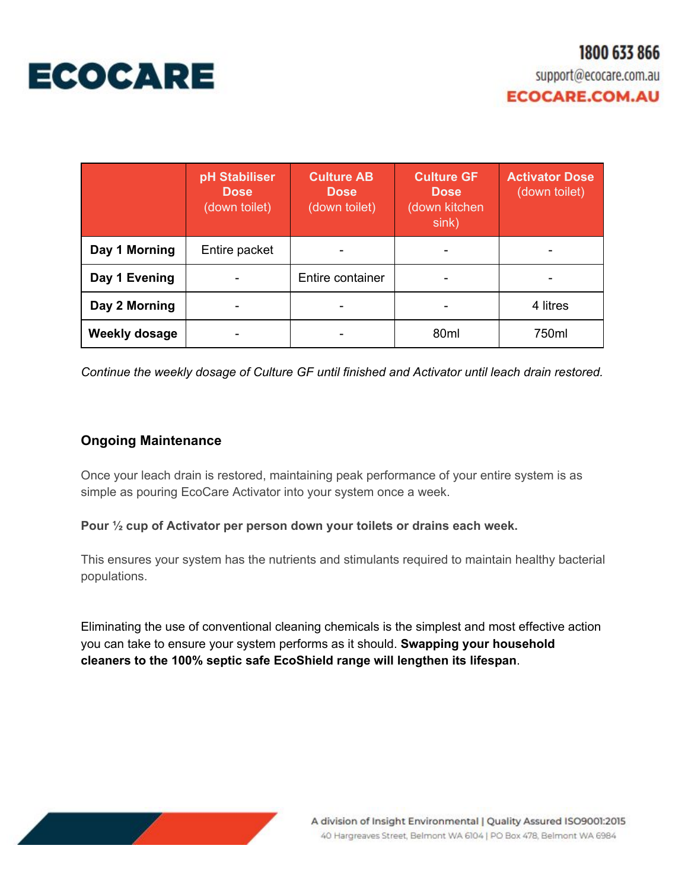| | **pH Stabiliser Dose** (down toilet) | **Culture AB Dose** (down toilet) | **Culture GF Dose** (down kitchen sink) | **Activator Dose** (down toilet) |
|---|---|---|---|---|
| **Day 1 Morning** | Entire packet | - | - | - |
| **Day 1 Evening** | - | Entire container | - | - |
| **Day 2 Morning** | - | - | - | 4 litres |
| **Weekly dosage** | - | - | 80ml | 750ml |

*Continue the weekly dosage of Culture GF until finished and Activator until leach drain restored.*

### Ongoing Maintenance

Once your leach drain is restored, maintaining peak performance of your entire system is as simple as pouring EcoCare Activator into your system once a week.

**Pour ½ cup of Activator per person down your toilets or drains each week.**

This ensures your system has the nutrients and stimulants required to maintain healthy bacterial populations.

Eliminating the use of conventional cleaning chemicals is the simplest and most effective action you can take to ensure your system performs as it should. **Swapping your household cleaners to the 100% septic safe EcoShield range will lengthen its lifespan**.